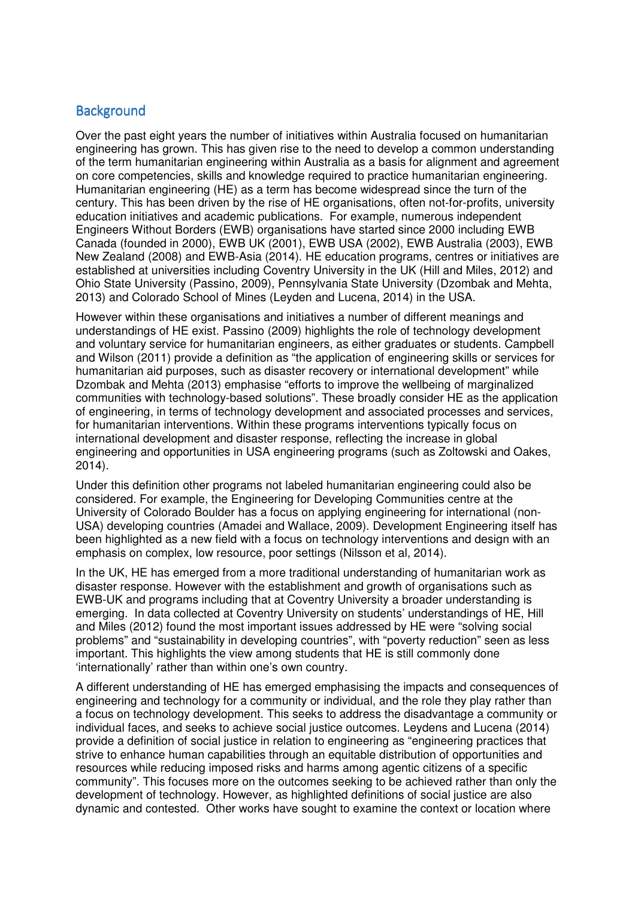## Background

Over the past eight years the number of initiatives within Australia focused on humanitarian engineering has grown. This has given rise to the need to develop a common understanding of the term humanitarian engineering within Australia as a basis for alignment and agreement on core competencies, skills and knowledge required to practice humanitarian engineering. Humanitarian engineering (HE) as a term has become widespread since the turn of the century. This has been driven by the rise of HE organisations, often not-for-profits, university education initiatives and academic publications. For example, numerous independent Engineers Without Borders (EWB) organisations have started since 2000 including EWB Canada (founded in 2000), EWB UK (2001), EWB USA (2002), EWB Australia (2003), EWB New Zealand (2008) and EWB-Asia (2014). HE education programs, centres or initiatives are established at universities including Coventry University in the UK (Hill and Miles, 2012) and Ohio State University (Passino, 2009), Pennsylvania State University (Dzombak and Mehta, 2013) and Colorado School of Mines (Leyden and Lucena, 2014) in the USA.

However within these organisations and initiatives a number of different meanings and understandings of HE exist. Passino (2009) highlights the role of technology development and voluntary service for humanitarian engineers, as either graduates or students. Campbell and Wilson (2011) provide a definition as "the application of engineering skills or services for humanitarian aid purposes, such as disaster recovery or international development" while Dzombak and Mehta (2013) emphasise "efforts to improve the wellbeing of marginalized communities with technology-based solutions". These broadly consider HE as the application of engineering, in terms of technology development and associated processes and services, for humanitarian interventions. Within these programs interventions typically focus on international development and disaster response, reflecting the increase in global engineering and opportunities in USA engineering programs (such as Zoltowski and Oakes, 2014).

Under this definition other programs not labeled humanitarian engineering could also be considered. For example, the Engineering for Developing Communities centre at the University of Colorado Boulder has a focus on applying engineering for international (non-USA) developing countries (Amadei and Wallace, 2009). Development Engineering itself has been highlighted as a new field with a focus on technology interventions and design with an emphasis on complex, low resource, poor settings (Nilsson et al, 2014).

In the UK, HE has emerged from a more traditional understanding of humanitarian work as disaster response. However with the establishment and growth of organisations such as EWB-UK and programs including that at Coventry University a broader understanding is emerging. In data collected at Coventry University on students' understandings of HE, Hill and Miles (2012) found the most important issues addressed by HE were "solving social problems" and "sustainability in developing countries", with "poverty reduction" seen as less important. This highlights the view among students that HE is still commonly done 'internationally' rather than within one's own country.

A different understanding of HE has emerged emphasising the impacts and consequences of engineering and technology for a community or individual, and the role they play rather than a focus on technology development. This seeks to address the disadvantage a community or individual faces, and seeks to achieve social justice outcomes. Leydens and Lucena (2014) provide a definition of social justice in relation to engineering as "engineering practices that strive to enhance human capabilities through an equitable distribution of opportunities and resources while reducing imposed risks and harms among agentic citizens of a specific community". This focuses more on the outcomes seeking to be achieved rather than only the development of technology. However, as highlighted definitions of social justice are also dynamic and contested. Other works have sought to examine the context or location where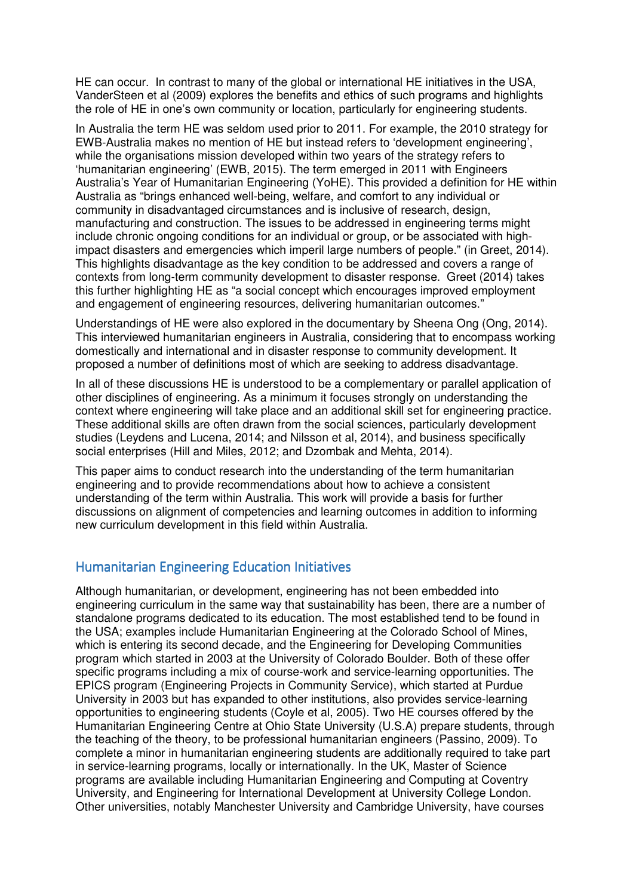HE can occur. In contrast to many of the global or international HE initiatives in the USA, VanderSteen et al (2009) explores the benefits and ethics of such programs and highlights the role of HE in one's own community or location, particularly for engineering students.

In Australia the term HE was seldom used prior to 2011. For example, the 2010 strategy for EWB-Australia makes no mention of HE but instead refers to 'development engineering', while the organisations mission developed within two years of the strategy refers to 'humanitarian engineering' (EWB, 2015). The term emerged in 2011 with Engineers Australia's Year of Humanitarian Engineering (YoHE). This provided a definition for HE within Australia as "brings enhanced well-being, welfare, and comfort to any individual or community in disadvantaged circumstances and is inclusive of research, design, manufacturing and construction. The issues to be addressed in engineering terms might include chronic ongoing conditions for an individual or group, or be associated with high-impact disasters and emergencies which imperil large numbers of people." (in Greet, 2014). This highlights disadvantage as the key condition to be addressed and covers a range of contexts from long-term community development to disaster response. Greet (2014) takes this further highlighting HE as "a social concept which encourages improved employment and engagement of engineering resources, delivering humanitarian outcomes."

Understandings of HE were also explored in the documentary by Sheena Ong (Ong, 2014). This interviewed humanitarian engineers in Australia, considering that to encompass working domestically and international and in disaster response to community development. It proposed a number of definitions most of which are seeking to address disadvantage.

In all of these discussions HE is understood to be a complementary or parallel application of other disciplines of engineering. As a minimum it focuses strongly on understanding the context where engineering will take place and an additional skill set for engineering practice. These additional skills are often drawn from the social sciences, particularly development studies (Leydens and Lucena, 2014; and Nilsson et al, 2014), and business specifically social enterprises (Hill and Miles, 2012; and Dzombak and Mehta, 2014).

This paper aims to conduct research into the understanding of the term humanitarian engineering and to provide recommendations about how to achieve a consistent understanding of the term within Australia. This work will provide a basis for further discussions on alignment of competencies and learning outcomes in addition to informing new curriculum development in this field within Australia.

## Humanitarian Engineering Education Initiatives

Although humanitarian, or development, engineering has not been embedded into engineering curriculum in the same way that sustainability has been, there are a number of standalone programs dedicated to its education. The most established tend to be found in the USA; examples include Humanitarian Engineering at the Colorado School of Mines, which is entering its second decade, and the Engineering for Developing Communities program which started in 2003 at the University of Colorado Boulder. Both of these offer specific programs including a mix of course-work and service-learning opportunities. The EPICS program (Engineering Projects in Community Service), which started at Purdue University in 2003 but has expanded to other institutions, also provides service-learning opportunities to engineering students (Coyle et al, 2005). Two HE courses offered by the Humanitarian Engineering Centre at Ohio State University (U.S.A) prepare students, through the teaching of the theory, to be professional humanitarian engineers (Passino, 2009). To complete a minor in humanitarian engineering students are additionally required to take part in service-learning programs, locally or internationally. In the UK, Master of Science programs are available including Humanitarian Engineering and Computing at Coventry University, and Engineering for International Development at University College London. Other universities, notably Manchester University and Cambridge University, have courses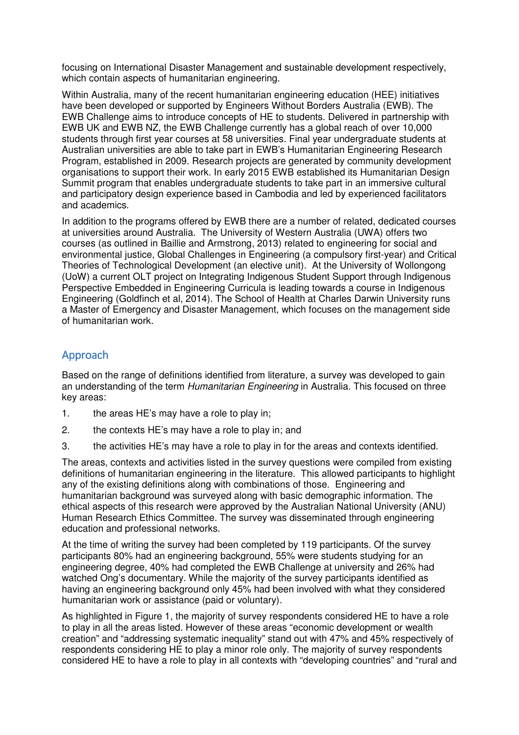focusing on International Disaster Management and sustainable development respectively, which contain aspects of humanitarian engineering.

Within Australia, many of the recent humanitarian engineering education (HEE) initiatives have been developed or supported by Engineers Without Borders Australia (EWB). The EWB Challenge aims to introduce concepts of HE to students. Delivered in partnership with EWB UK and EWB NZ, the EWB Challenge currently has a global reach of over 10,000 students through first year courses at 58 universities. Final year undergraduate students at Australian universities are able to take part in EWB's Humanitarian Engineering Research Program, established in 2009. Research projects are generated by community development organisations to support their work. In early 2015 EWB established its Humanitarian Design Summit program that enables undergraduate students to take part in an immersive cultural and participatory design experience based in Cambodia and led by experienced facilitators and academics.

In addition to the programs offered by EWB there are a number of related, dedicated courses at universities around Australia. The University of Western Australia (UWA) offers two courses (as outlined in Baillie and Armstrong, 2013) related to engineering for social and environmental justice, Global Challenges in Engineering (a compulsory first-year) and Critical Theories of Technological Development (an elective unit). At the University of Wollongong (UoW) a current OLT project on Integrating Indigenous Student Support through Indigenous Perspective Embedded in Engineering Curricula is leading towards a course in Indigenous Engineering (Goldfinch et al, 2014). The School of Health at Charles Darwin University runs a Master of Emergency and Disaster Management, which focuses on the management side of humanitarian work.

## Approach

Based on the range of definitions identified from literature, a survey was developed to gain an understanding of the term *Humanitarian Engineering* in Australia. This focused on three key areas:

1. the areas HE's may have a role to play in;
2. the contexts HE's may have a role to play in; and
3. the activities HE's may have a role to play in for the areas and contexts identified.

The areas, contexts and activities listed in the survey questions were compiled from existing definitions of humanitarian engineering in the literature. This allowed participants to highlight any of the existing definitions along with combinations of those. Engineering and humanitarian background was surveyed along with basic demographic information. The ethical aspects of this research were approved by the Australian National University (ANU) Human Research Ethics Committee. The survey was disseminated through engineering education and professional networks.

At the time of writing the survey had been completed by 119 participants. Of the survey participants 80% had an engineering background, 55% were students studying for an engineering degree, 40% had completed the EWB Challenge at university and 26% had watched Ong's documentary. While the majority of the survey participants identified as having an engineering background only 45% had been involved with what they considered humanitarian work or assistance (paid or voluntary).

As highlighted in Figure 1, the majority of survey respondents considered HE to have a role to play in all the areas listed. However of these areas "economic development or wealth creation" and "addressing systematic inequality" stand out with 47% and 45% respectively of respondents considering HE to play a minor role only. The majority of survey respondents considered HE to have a role to play in all contexts with "developing countries" and "rural and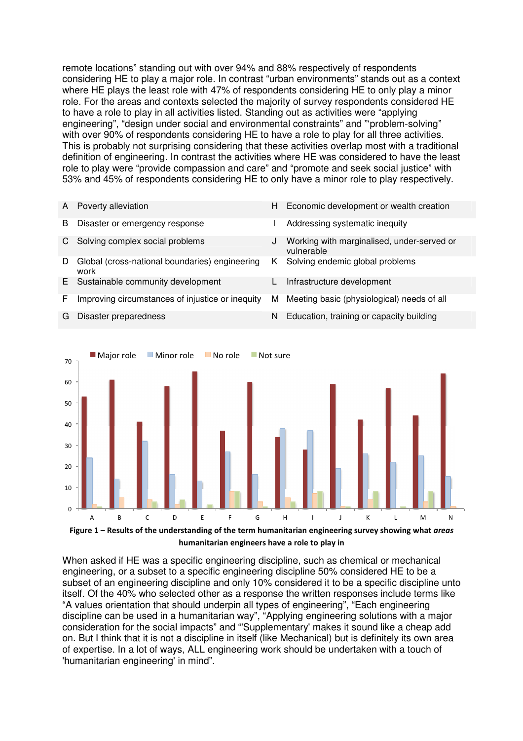remote locations" standing out with over 94% and 88% respectively of respondents considering HE to play a major role. In contrast "urban environments" stands out as a context where HE plays the least role with 47% of respondents considering HE to only play a minor role. For the areas and contexts selected the majority of survey respondents considered HE to have a role to play in all activities listed. Standing out as activities were "applying engineering", "design under social and environmental constraints" and "'problem-solving" with over 90% of respondents considering HE to have a role to play for all three activities. This is probably not surprising considering that these activities overlap most with a traditional definition of engineering. In contrast the activities where HE was considered to have the least role to play were "provide compassion and care" and "promote and seek social justice" with 53% and 45% of respondents considering HE to only have a minor role to play respectively.

| | | | |
|---|---|---|---|
| A | Poverty alleviation | H | Economic development or wealth creation |
| B | Disaster or emergency response | I | Addressing systematic inequity |
| C | Solving complex social problems | J | Working with marginalised, under-served or vulnerable |
| D | Global (cross-national boundaries) engineering work | K | Solving endemic global problems |
| E | Sustainable community development | L | Infrastructure development |
| F | Improving circumstances of injustice or inequity | M | Meeting basic (physiological) needs of all |
| G | Disaster preparedness | N | Education, training or capacity building |

**Figure 1 – Results of the understanding of the term humanitarian engineering survey showing what *areas* humanitarian engineers have a role to play in**

When asked if HE was a specific engineering discipline, such as chemical or mechanical engineering, or a subset to a specific engineering discipline 50% considered HE to be a subset of an engineering discipline and only 10% considered it to be a specific discipline unto itself. Of the 40% who selected other as a response the written responses include terms like "A values orientation that should underpin all types of engineering", "Each engineering discipline can be used in a humanitarian way", "Applying engineering solutions with a major consideration for the social impacts" and "'Supplementary' makes it sound like a cheap add on. But I think that it is not a discipline in itself (like Mechanical) but is definitely its own area of expertise. In a lot of ways, ALL engineering work should be undertaken with a touch of 'humanitarian engineering' in mind".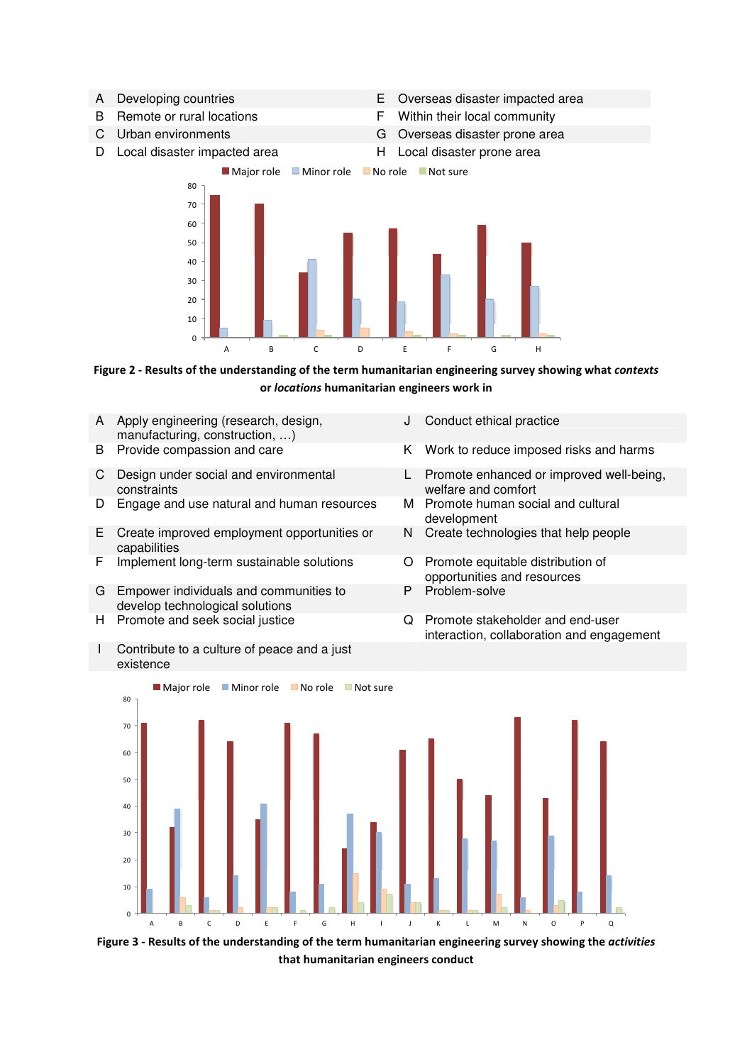| | | | |
|---|---|---|---|
| A | Developing countries | E | Overseas disaster impacted area |
| B | Remote or rural locations | F | Within their local community |
| C | Urban environments | G | Overseas disaster prone area |
| D | Local disaster impacted area | H | Local disaster prone area |

**Figure 2 - Results of the understanding of the term humanitarian engineering survey showing what *contexts* or *locations* humanitarian engineers work in**

| | | | |
|---|---|---|---|
| A | Apply engineering (research, design, manufacturing, construction, …) | J | Conduct ethical practice |
| B | Provide compassion and care | K | Work to reduce imposed risks and harms |
| C | Design under social and environmental constraints | L | Promote enhanced or improved well-being, welfare and comfort |
| D | Engage and use natural and human resources | M | Promote human social and cultural development |
| E | Create improved employment opportunities or capabilities | N | Create technologies that help people |
| F | Implement long-term sustainable solutions | O | Promote equitable distribution of opportunities and resources |
| G | Empower individuals and communities to develop technological solutions | P | Problem-solve |
| H | Promote and seek social justice | Q | Promote stakeholder and end-user interaction, collaboration and engagement |
| I | Contribute to a culture of peace and a just existence | | |

**Figure 3 - Results of the understanding of the term humanitarian engineering survey showing the *activities* that humanitarian engineers conduct**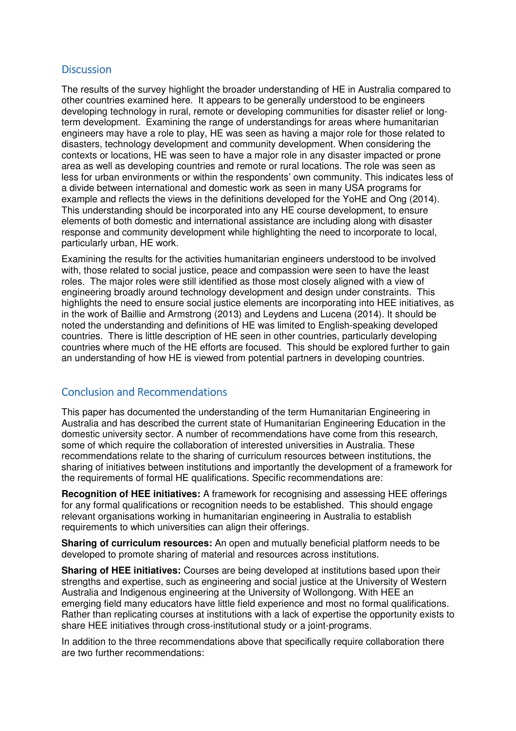## Discussion

The results of the survey highlight the broader understanding of HE in Australia compared to other countries examined here. It appears to be generally understood to be engineers developing technology in rural, remote or developing communities for disaster relief or long-term development. Examining the range of understandings for areas where humanitarian engineers may have a role to play, HE was seen as having a major role for those related to disasters, technology development and community development. When considering the contexts or locations, HE was seen to have a major role in any disaster impacted or prone area as well as developing countries and remote or rural locations. The role was seen as less for urban environments or within the respondents' own community. This indicates less of a divide between international and domestic work as seen in many USA programs for example and reflects the views in the definitions developed for the YoHE and Ong (2014). This understanding should be incorporated into any HE course development, to ensure elements of both domestic and international assistance are including along with disaster response and community development while highlighting the need to incorporate to local, particularly urban, HE work.

Examining the results for the activities humanitarian engineers understood to be involved with, those related to social justice, peace and compassion were seen to have the least roles. The major roles were still identified as those most closely aligned with a view of engineering broadly around technology development and design under constraints. This highlights the need to ensure social justice elements are incorporating into HEE initiatives, as in the work of Baillie and Armstrong (2013) and Leydens and Lucena (2014). It should be noted the understanding and definitions of HE was limited to English-speaking developed countries. There is little description of HE seen in other countries, particularly developing countries where much of the HE efforts are focused. This should be explored further to gain an understanding of how HE is viewed from potential partners in developing countries.

## Conclusion and Recommendations

This paper has documented the understanding of the term Humanitarian Engineering in Australia and has described the current state of Humanitarian Engineering Education in the domestic university sector. A number of recommendations have come from this research, some of which require the collaboration of interested universities in Australia. These recommendations relate to the sharing of curriculum resources between institutions, the sharing of initiatives between institutions and importantly the development of a framework for the requirements of formal HE qualifications. Specific recommendations are:

**Recognition of HEE initiatives:** A framework for recognising and assessing HEE offerings for any formal qualifications or recognition needs to be established. This should engage relevant organisations working in humanitarian engineering in Australia to establish requirements to which universities can align their offerings.

**Sharing of curriculum resources:** An open and mutually beneficial platform needs to be developed to promote sharing of material and resources across institutions.

**Sharing of HEE initiatives:** Courses are being developed at institutions based upon their strengths and expertise, such as engineering and social justice at the University of Western Australia and Indigenous engineering at the University of Wollongong. With HEE an emerging field many educators have little field experience and most no formal qualifications. Rather than replicating courses at institutions with a lack of expertise the opportunity exists to share HEE initiatives through cross-institutional study or a joint-programs.

In addition to the three recommendations above that specifically require collaboration there are two further recommendations: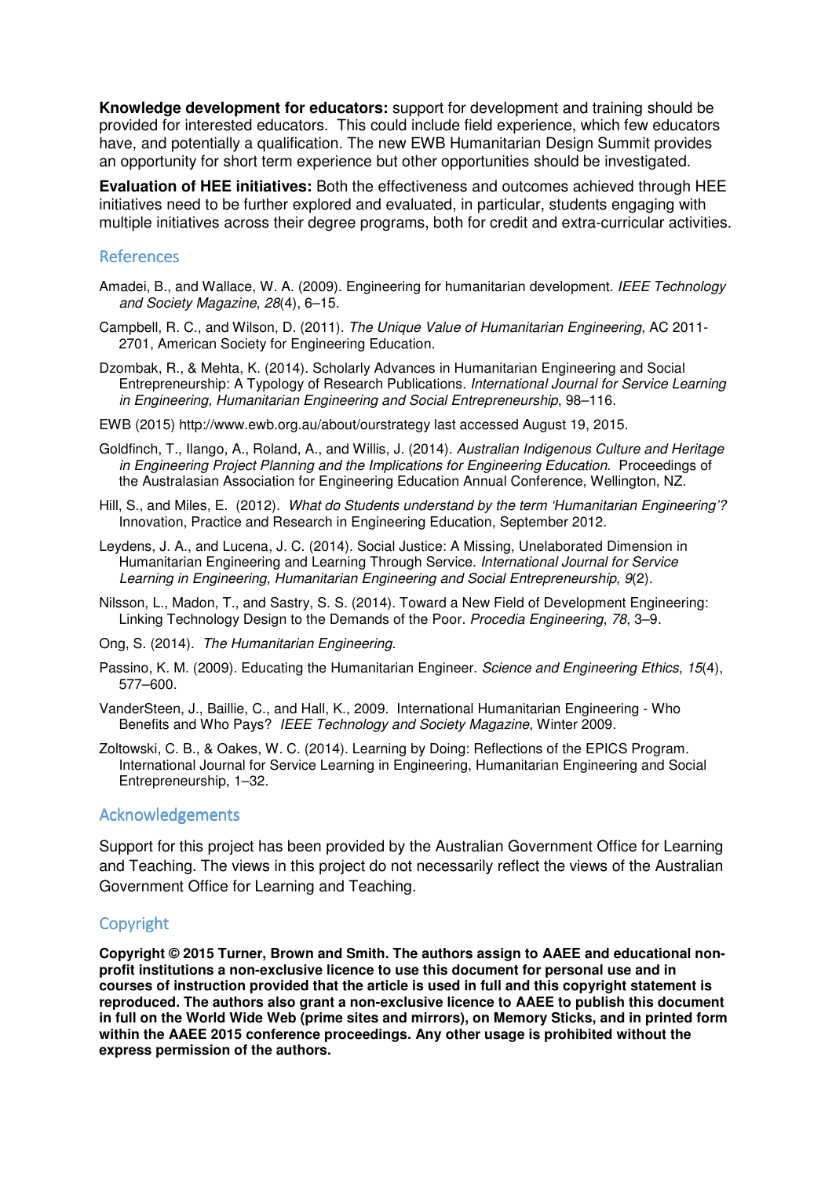**Knowledge development for educators:** support for development and training should be provided for interested educators. This could include field experience, which few educators have, and potentially a qualification. The new EWB Humanitarian Design Summit provides an opportunity for short term experience but other opportunities should be investigated.

**Evaluation of HEE initiatives:** Both the effectiveness and outcomes achieved through HEE initiatives need to be further explored and evaluated, in particular, students engaging with multiple initiatives across their degree programs, both for credit and extra-curricular activities.

## References

Amadei, B., and Wallace, W. A. (2009). Engineering for humanitarian development. *IEEE Technology and Society Magazine*, *28*(4), 6–15.

Campbell, R. C., and Wilson, D. (2011). *The Unique Value of Humanitarian Engineering*, AC 2011-2701, American Society for Engineering Education.

Dzombak, R., & Mehta, K. (2014). Scholarly Advances in Humanitarian Engineering and Social Entrepreneurship: A Typology of Research Publications. *International Journal for Service Learning in Engineering, Humanitarian Engineering and Social Entrepreneurship*, 98–116.

EWB (2015) http://www.ewb.org.au/about/ourstrategy last accessed August 19, 2015.

Goldfinch, T., Ilango, A., Roland, A., and Willis, J. (2014). *Australian Indigenous Culture and Heritage in Engineering Project Planning and the Implications for Engineering Education.* Proceedings of the Australasian Association for Engineering Education Annual Conference, Wellington, NZ.

Hill, S., and Miles, E. (2012). *What do Students understand by the term 'Humanitarian Engineering'?* Innovation, Practice and Research in Engineering Education, September 2012.

Leydens, J. A., and Lucena, J. C. (2014). Social Justice: A Missing, Unelaborated Dimension in Humanitarian Engineering and Learning Through Service. *International Journal for Service Learning in Engineering, Humanitarian Engineering and Social Entrepreneurship*, *9*(2).

Nilsson, L., Madon, T., and Sastry, S. S. (2014). Toward a New Field of Development Engineering: Linking Technology Design to the Demands of the Poor. *Procedia Engineering*, *78*, 3–9.

Ong, S. (2014). *The Humanitarian Engineering.*

Passino, K. M. (2009). Educating the Humanitarian Engineer. *Science and Engineering Ethics*, *15*(4), 577–600.

VanderSteen, J., Baillie, C., and Hall, K., 2009. International Humanitarian Engineering - Who Benefits and Who Pays? *IEEE Technology and Society Magazine*, Winter 2009.

Zoltowski, C. B., & Oakes, W. C. (2014). Learning by Doing: Reflections of the EPICS Program. International Journal for Service Learning in Engineering, Humanitarian Engineering and Social Entrepreneurship, 1–32.

## Acknowledgements

Support for this project has been provided by the Australian Government Office for Learning and Teaching. The views in this project do not necessarily reflect the views of the Australian Government Office for Learning and Teaching.

## Copyright

**Copyright © 2015 Turner, Brown and Smith. The authors assign to AAEE and educational non-profit institutions a non-exclusive licence to use this document for personal use and in courses of instruction provided that the article is used in full and this copyright statement is reproduced. The authors also grant a non-exclusive licence to AAEE to publish this document in full on the World Wide Web (prime sites and mirrors), on Memory Sticks, and in printed form within the AAEE 2015 conference proceedings. Any other usage is prohibited without the express permission of the authors.**